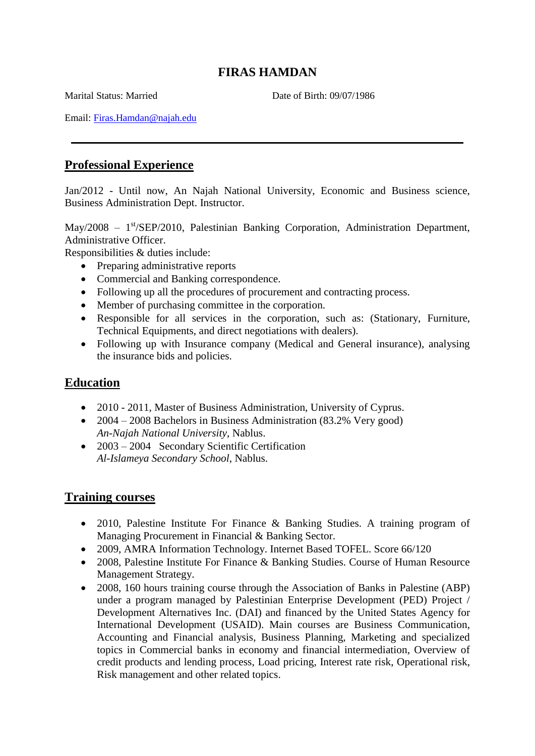# FIRAS HAMDAN

Marital Status: Married Date of Birth: 09/07/1986

Email: Firas.Hamdan@najah.edu

---

## Professional Experience

Jan/2012 - Until now, An Najah National University, Economic and Business science, Business Administration Dept. Instructor.

May/2008 – 1st/SEP/2010, Palestinian Banking Corporation, Administration Department, Administrative Officer.

Responsibilities & duties include:

- Preparing administrative reports
- Commercial and Banking correspondence.
- Following up all the procedures of procurement and contracting process.
- Member of purchasing committee in the corporation.
- Responsible for all services in the corporation, such as: (Stationary, Furniture, Technical Equipments, and direct negotiations with dealers).
- Following up with Insurance company (Medical and General insurance), analysing the insurance bids and policies.

## Education

- 2010 - 2011, Master of Business Administration, University of Cyprus.
- 2004 – 2008 Bachelors in Business Administration (83.2% Very good)
  *An-Najah National University*, Nablus.
- 2003 – 2004 Secondary Scientific Certification
  *Al-Islameya Secondary School*, Nablus.

## Training courses

- 2010, Palestine Institute For Finance & Banking Studies. A training program of Managing Procurement in Financial & Banking Sector.
- 2009, AMRA Information Technology. Internet Based TOFEL. Score 66/120
- 2008, Palestine Institute For Finance & Banking Studies. Course of Human Resource Management Strategy.
- 2008, 160 hours training course through the Association of Banks in Palestine (ABP) under a program managed by Palestinian Enterprise Development (PED) Project / Development Alternatives Inc. (DAI) and financed by the United States Agency for International Development (USAID). Main courses are Business Communication, Accounting and Financial analysis, Business Planning, Marketing and specialized topics in Commercial banks in economy and financial intermediation, Overview of credit products and lending process, Load pricing, Interest rate risk, Operational risk, Risk management and other related topics.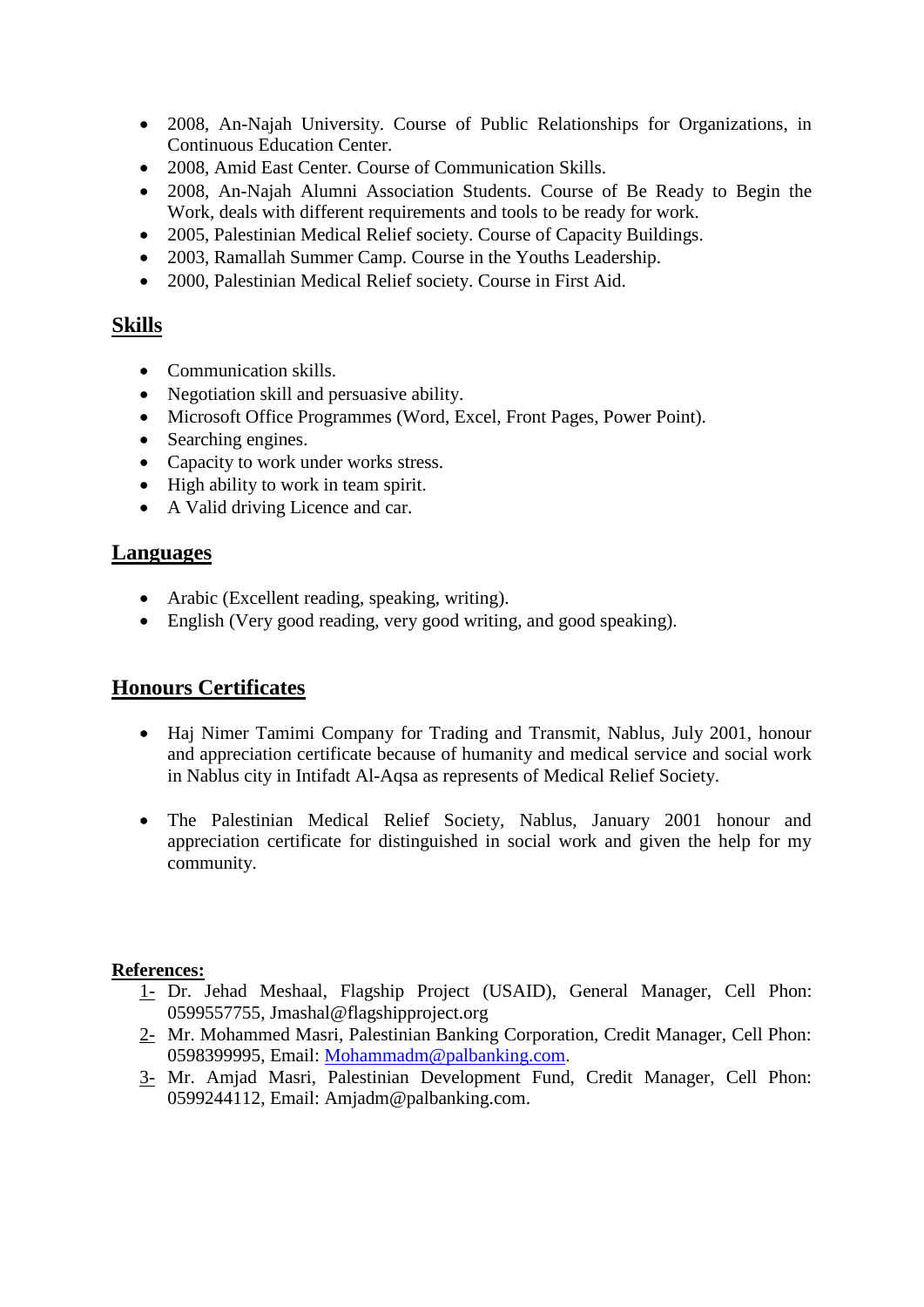- 2008, An-Najah University. Course of Public Relationships for Organizations, in Continuous Education Center.
- 2008, Amid East Center. Course of Communication Skills.
- 2008, An-Najah Alumni Association Students. Course of Be Ready to Begin the Work, deals with different requirements and tools to be ready for work.
- 2005, Palestinian Medical Relief society. Course of Capacity Buildings.
- 2003, Ramallah Summer Camp. Course in the Youths Leadership.
- 2000, Palestinian Medical Relief society. Course in First Aid.

## Skills

- Communication skills.
- Negotiation skill and persuasive ability.
- Microsoft Office Programmes (Word, Excel, Front Pages, Power Point).
- Searching engines.
- Capacity to work under works stress.
- High ability to work in team spirit.
- A Valid driving Licence and car.

## Languages

- Arabic (Excellent reading, speaking, writing).
- English (Very good reading, very good writing, and good speaking).

## Honours Certificates

- Haj Nimer Tamimi Company for Trading and Transmit, Nablus, July 2001, honour and appreciation certificate because of humanity and medical service and social work in Nablus city in Intifadt Al-Aqsa as represents of Medical Relief Society.

- The Palestinian Medical Relief Society, Nablus, January 2001 honour and appreciation certificate for distinguished in social work and given the help for my community.

**References:**

1- Dr. Jehad Meshaal, Flagship Project (USAID), General Manager, Cell Phon: 0599557755, Jmashal@flagshipproject.org
2- Mr. Mohammed Masri, Palestinian Banking Corporation, Credit Manager, Cell Phon: 0598399995, Email: Mohammadm@palbanking.com.
3- Mr. Amjad Masri, Palestinian Development Fund, Credit Manager, Cell Phon: 0599244112, Email: Amjadm@palbanking.com.